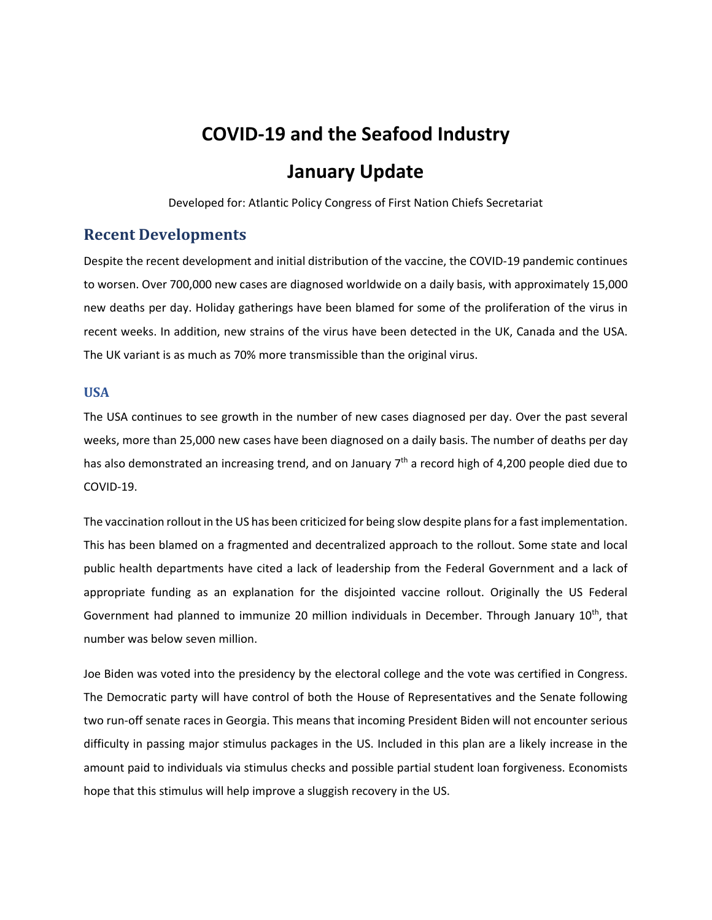# COVID-19 and the Seafood Industry

# January Update

Developed for: Atlantic Policy Congress of First Nation Chiefs Secretariat

## Recent Developments

Despite the recent development and initial distribution of the vaccine, the COVID-19 pandemic continues to worsen. Over 700,000 new cases are diagnosed worldwide on a daily basis, with approximately 15,000 new deaths per day. Holiday gatherings have been blamed for some of the proliferation of the virus in recent weeks. In addition, new strains of the virus have been detected in the UK, Canada and the USA. The UK variant is as much as 70% more transmissible than the original virus.

### USA

The USA continues to see growth in the number of new cases diagnosed per day. Over the past several weeks, more than 25,000 new cases have been diagnosed on a daily basis. The number of deaths per day has also demonstrated an increasing trend, and on January 7th a record high of 4,200 people died due to COVID-19.

The vaccination rollout in the US has been criticized for being slow despite plans for a fast implementation. This has been blamed on a fragmented and decentralized approach to the rollout. Some state and local public health departments have cited a lack of leadership from the Federal Government and a lack of appropriate funding as an explanation for the disjointed vaccine rollout. Originally the US Federal Government had planned to immunize 20 million individuals in December. Through January 10th, that number was below seven million.

Joe Biden was voted into the presidency by the electoral college and the vote was certified in Congress. The Democratic party will have control of both the House of Representatives and the Senate following two run-off senate races in Georgia. This means that incoming President Biden will not encounter serious difficulty in passing major stimulus packages in the US. Included in this plan are a likely increase in the amount paid to individuals via stimulus checks and possible partial student loan forgiveness. Economists hope that this stimulus will help improve a sluggish recovery in the US.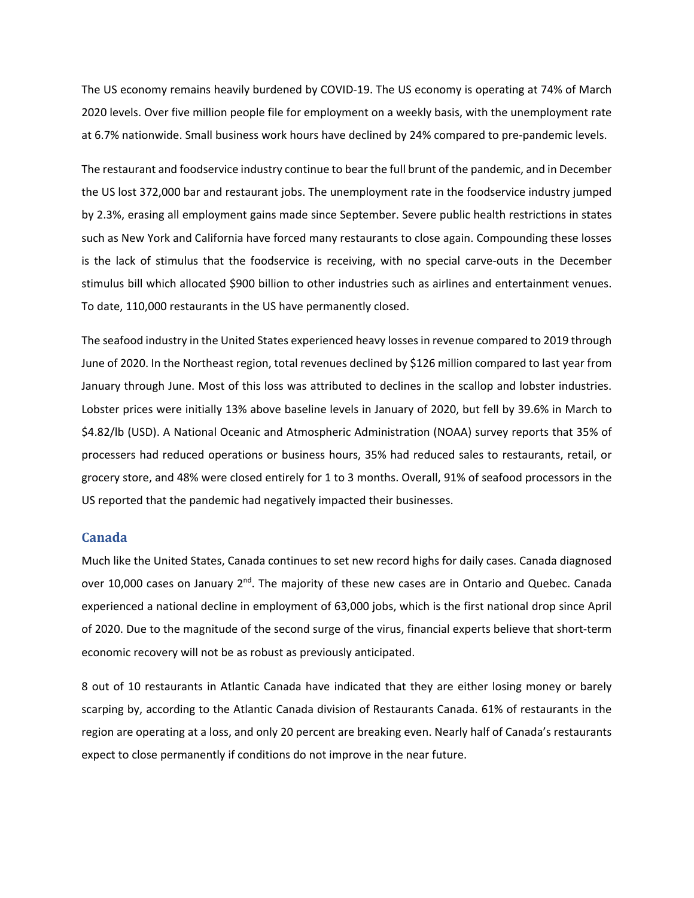The US economy remains heavily burdened by COVID-19. The US economy is operating at 74% of March 2020 levels. Over five million people file for employment on a weekly basis, with the unemployment rate at 6.7% nationwide. Small business work hours have declined by 24% compared to pre-pandemic levels.

The restaurant and foodservice industry continue to bear the full brunt of the pandemic, and in December the US lost 372,000 bar and restaurant jobs. The unemployment rate in the foodservice industry jumped by 2.3%, erasing all employment gains made since September. Severe public health restrictions in states such as New York and California have forced many restaurants to close again. Compounding these losses is the lack of stimulus that the foodservice is receiving, with no special carve-outs in the December stimulus bill which allocated $900 billion to other industries such as airlines and entertainment venues. To date, 110,000 restaurants in the US have permanently closed.

The seafood industry in the United States experienced heavy losses in revenue compared to 2019 through June of 2020. In the Northeast region, total revenues declined by $126 million compared to last year from January through June. Most of this loss was attributed to declines in the scallop and lobster industries. Lobster prices were initially 13% above baseline levels in January of 2020, but fell by 39.6% in March to $4.82/lb (USD). A National Oceanic and Atmospheric Administration (NOAA) survey reports that 35% of processers had reduced operations or business hours, 35% had reduced sales to restaurants, retail, or grocery store, and 48% were closed entirely for 1 to 3 months. Overall, 91% of seafood processors in the US reported that the pandemic had negatively impacted their businesses.

## Canada

Much like the United States, Canada continues to set new record highs for daily cases. Canada diagnosed over 10,000 cases on January 2nd. The majority of these new cases are in Ontario and Quebec. Canada experienced a national decline in employment of 63,000 jobs, which is the first national drop since April of 2020. Due to the magnitude of the second surge of the virus, financial experts believe that short-term economic recovery will not be as robust as previously anticipated.

8 out of 10 restaurants in Atlantic Canada have indicated that they are either losing money or barely scarping by, according to the Atlantic Canada division of Restaurants Canada. 61% of restaurants in the region are operating at a loss, and only 20 percent are breaking even. Nearly half of Canada's restaurants expect to close permanently if conditions do not improve in the near future.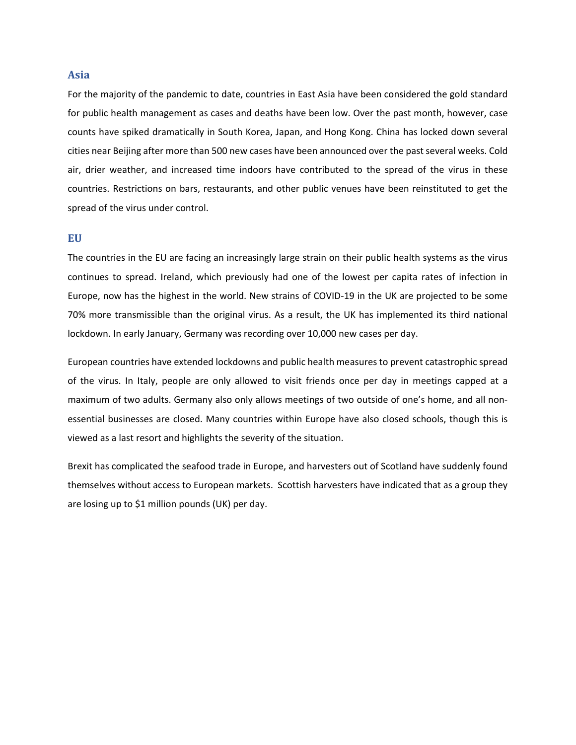## Asia

For the majority of the pandemic to date, countries in East Asia have been considered the gold standard for public health management as cases and deaths have been low. Over the past month, however, case counts have spiked dramatically in South Korea, Japan, and Hong Kong. China has locked down several cities near Beijing after more than 500 new cases have been announced over the past several weeks. Cold air, drier weather, and increased time indoors have contributed to the spread of the virus in these countries. Restrictions on bars, restaurants, and other public venues have been reinstituted to get the spread of the virus under control.

## EU

The countries in the EU are facing an increasingly large strain on their public health systems as the virus continues to spread. Ireland, which previously had one of the lowest per capita rates of infection in Europe, now has the highest in the world. New strains of COVID-19 in the UK are projected to be some 70% more transmissible than the original virus. As a result, the UK has implemented its third national lockdown. In early January, Germany was recording over 10,000 new cases per day.

European countries have extended lockdowns and public health measures to prevent catastrophic spread of the virus. In Italy, people are only allowed to visit friends once per day in meetings capped at a maximum of two adults. Germany also only allows meetings of two outside of one's home, and all non-essential businesses are closed. Many countries within Europe have also closed schools, though this is viewed as a last resort and highlights the severity of the situation.

Brexit has complicated the seafood trade in Europe, and harvesters out of Scotland have suddenly found themselves without access to European markets. Scottish harvesters have indicated that as a group they are losing up to $1 million pounds (UK) per day.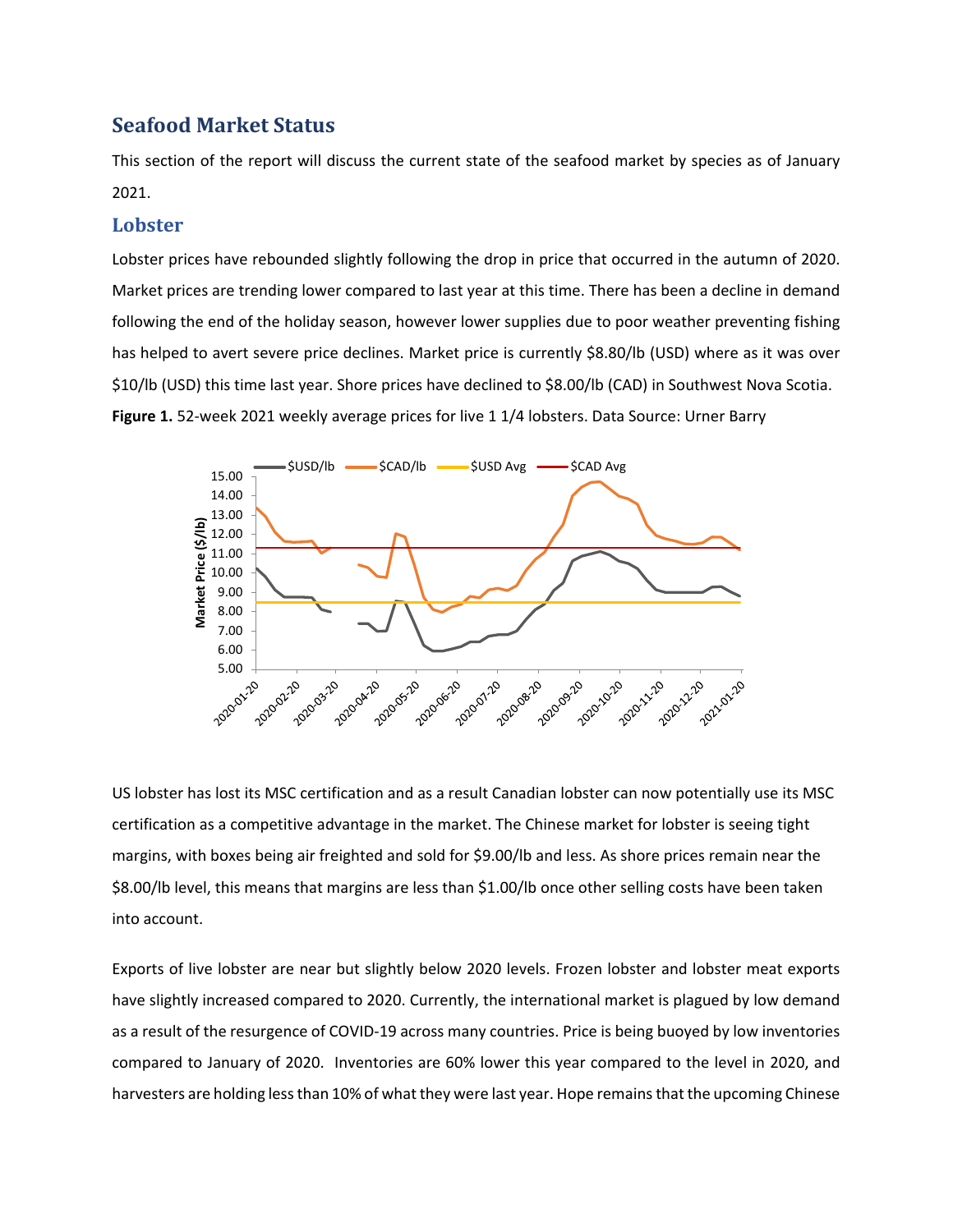## Seafood Market Status

This section of the report will discuss the current state of the seafood market by species as of January 2021.

### Lobster

Lobster prices have rebounded slightly following the drop in price that occurred in the autumn of 2020. Market prices are trending lower compared to last year at this time. There has been a decline in demand following the end of the holiday season, however lower supplies due to poor weather preventing fishing has helped to avert severe price declines. Market price is currently $8.80/lb (USD) where as it was over $10/lb (USD) this time last year. Shore prices have declined to $8.00/lb (CAD) in Southwest Nova Scotia.

**Figure 1.** 52-week 2021 weekly average prices for live 1 1/4 lobsters. Data Source: Urner Barry

US lobster has lost its MSC certification and as a result Canadian lobster can now potentially use its MSC certification as a competitive advantage in the market. The Chinese market for lobster is seeing tight margins, with boxes being air freighted and sold for $9.00/lb and less. As shore prices remain near the $8.00/lb level, this means that margins are less than $1.00/lb once other selling costs have been taken into account.

Exports of live lobster are near but slightly below 2020 levels. Frozen lobster and lobster meat exports have slightly increased compared to 2020. Currently, the international market is plagued by low demand as a result of the resurgence of COVID-19 across many countries. Price is being buoyed by low inventories compared to January of 2020. Inventories are 60% lower this year compared to the level in 2020, and harvesters are holding less than 10% of what they were last year. Hope remains that the upcoming Chinese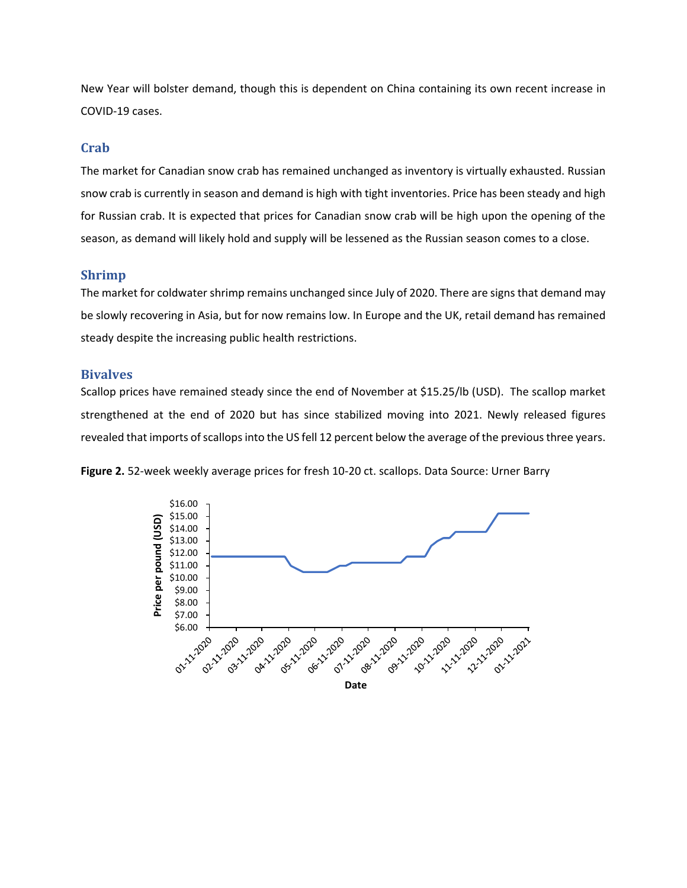New Year will bolster demand, though this is dependent on China containing its own recent increase in COVID-19 cases.

## Crab

The market for Canadian snow crab has remained unchanged as inventory is virtually exhausted. Russian snow crab is currently in season and demand is high with tight inventories. Price has been steady and high for Russian crab. It is expected that prices for Canadian snow crab will be high upon the opening of the season, as demand will likely hold and supply will be lessened as the Russian season comes to a close.

## Shrimp

The market for coldwater shrimp remains unchanged since July of 2020. There are signs that demand may be slowly recovering in Asia, but for now remains low. In Europe and the UK, retail demand has remained steady despite the increasing public health restrictions.

## Bivalves

Scallop prices have remained steady since the end of November at $15.25/lb (USD). The scallop market strengthened at the end of 2020 but has since stabilized moving into 2021. Newly released figures revealed that imports of scallops into the US fell 12 percent below the average of the previous three years.

**Figure 2.** 52-week weekly average prices for fresh 10-20 ct. scallops. Data Source: Urner Barry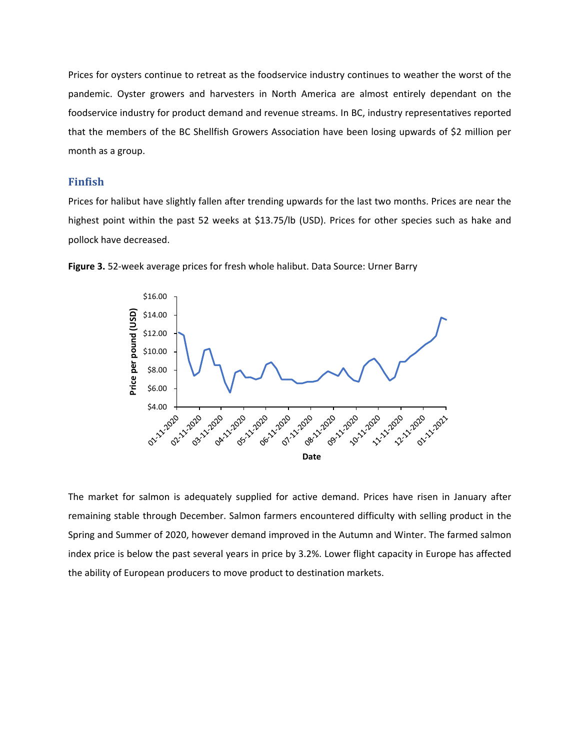Prices for oysters continue to retreat as the foodservice industry continues to weather the worst of the pandemic. Oyster growers and harvesters in North America are almost entirely dependant on the foodservice industry for product demand and revenue streams. In BC, industry representatives reported that the members of the BC Shellfish Growers Association have been losing upwards of $2 million per month as a group.

## Finfish

Prices for halibut have slightly fallen after trending upwards for the last two months. Prices are near the highest point within the past 52 weeks at $13.75/lb (USD). Prices for other species such as hake and pollock have decreased.

**Figure 3.** 52-week average prices for fresh whole halibut. Data Source: Urner Barry

The market for salmon is adequately supplied for active demand. Prices have risen in January after remaining stable through December. Salmon farmers encountered difficulty with selling product in the Spring and Summer of 2020, however demand improved in the Autumn and Winter. The farmed salmon index price is below the past several years in price by 3.2%. Lower flight capacity in Europe has affected the ability of European producers to move product to destination markets.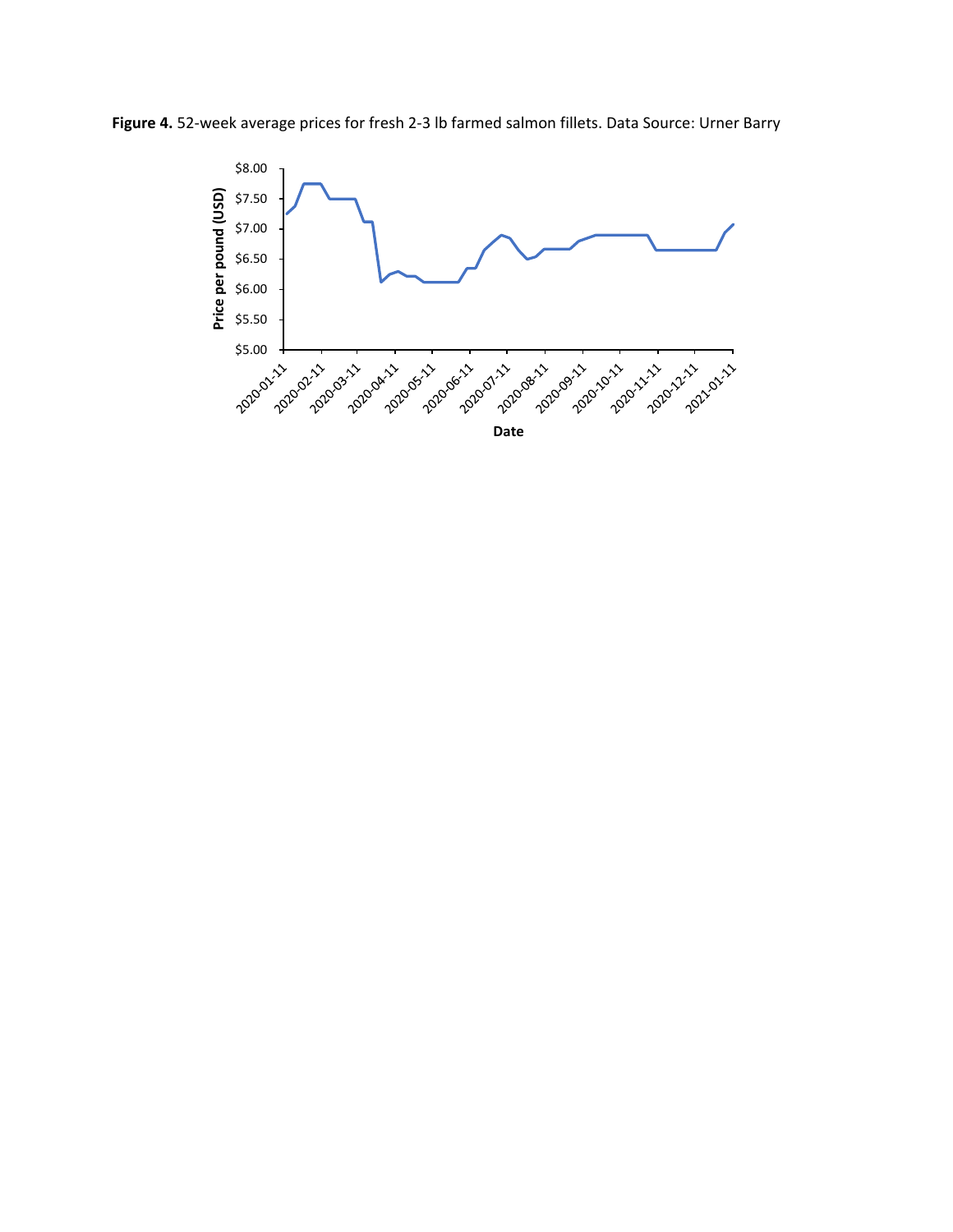**Figure 4.** 52-week average prices for fresh 2-3 lb farmed salmon fillets. Data Source: Urner Barry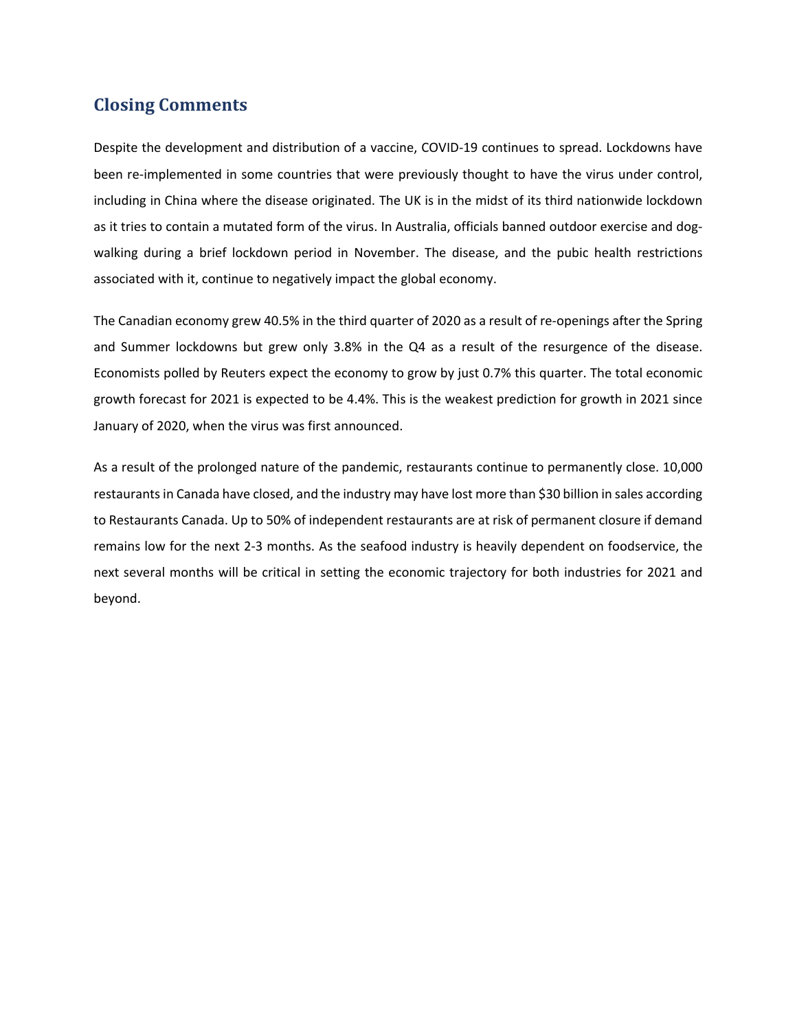## Closing Comments

Despite the development and distribution of a vaccine, COVID-19 continues to spread. Lockdowns have been re-implemented in some countries that were previously thought to have the virus under control, including in China where the disease originated. The UK is in the midst of its third nationwide lockdown as it tries to contain a mutated form of the virus. In Australia, officials banned outdoor exercise and dog-walking during a brief lockdown period in November. The disease, and the pubic health restrictions associated with it, continue to negatively impact the global economy.

The Canadian economy grew 40.5% in the third quarter of 2020 as a result of re-openings after the Spring and Summer lockdowns but grew only 3.8% in the Q4 as a result of the resurgence of the disease. Economists polled by Reuters expect the economy to grow by just 0.7% this quarter. The total economic growth forecast for 2021 is expected to be 4.4%. This is the weakest prediction for growth in 2021 since January of 2020, when the virus was first announced.

As a result of the prolonged nature of the pandemic, restaurants continue to permanently close. 10,000 restaurants in Canada have closed, and the industry may have lost more than $30 billion in sales according to Restaurants Canada. Up to 50% of independent restaurants are at risk of permanent closure if demand remains low for the next 2-3 months. As the seafood industry is heavily dependent on foodservice, the next several months will be critical in setting the economic trajectory for both industries for 2021 and beyond.